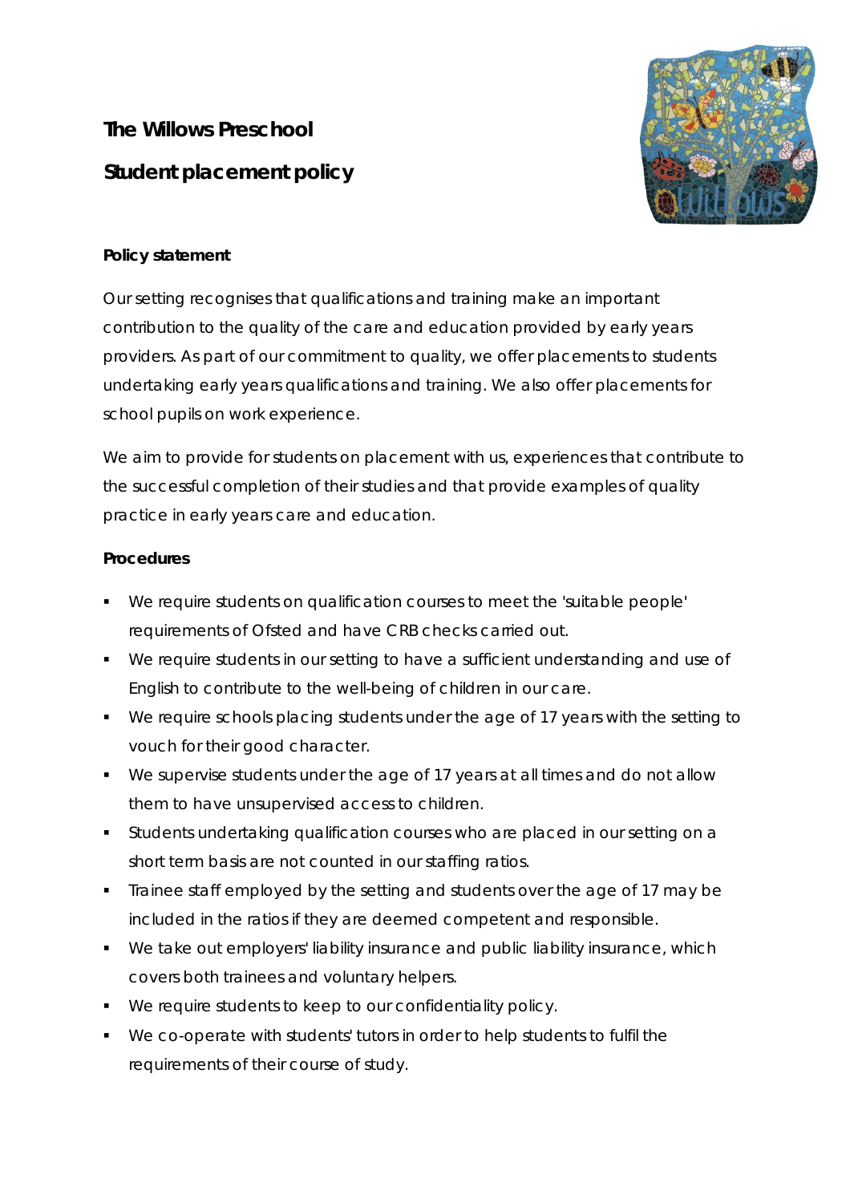# The Willows Preschool

## Student placement policy

**Policy statement**

Our setting recognises that qualifications and training make an important contribution to the quality of the care and education provided by early years providers. As part of our commitment to quality, we offer placements to students undertaking early years qualifications and training. We also offer placements for school pupils on work experience.

We aim to provide for students on placement with us, experiences that contribute to the successful completion of their studies and that provide examples of quality practice in early years care and education.

**Procedures**

- We require students on qualification courses to meet the 'suitable people' requirements of Ofsted and have CRB checks carried out.
- We require students in our setting to have a sufficient understanding and use of English to contribute to the well-being of children in our care.
- We require schools placing students under the age of 17 years with the setting to vouch for their good character.
- We supervise students under the age of 17 years at all times and do not allow them to have unsupervised access to children.
- Students undertaking qualification courses who are placed in our setting on a short term basis are not counted in our staffing ratios.
- Trainee staff employed by the setting and students over the age of 17 may be included in the ratios if they are deemed competent and responsible.
- We take out employers' liability insurance and public liability insurance, which covers both trainees and voluntary helpers.
- We require students to keep to our confidentiality policy.
- We co-operate with students' tutors in order to help students to fulfil the requirements of their course of study.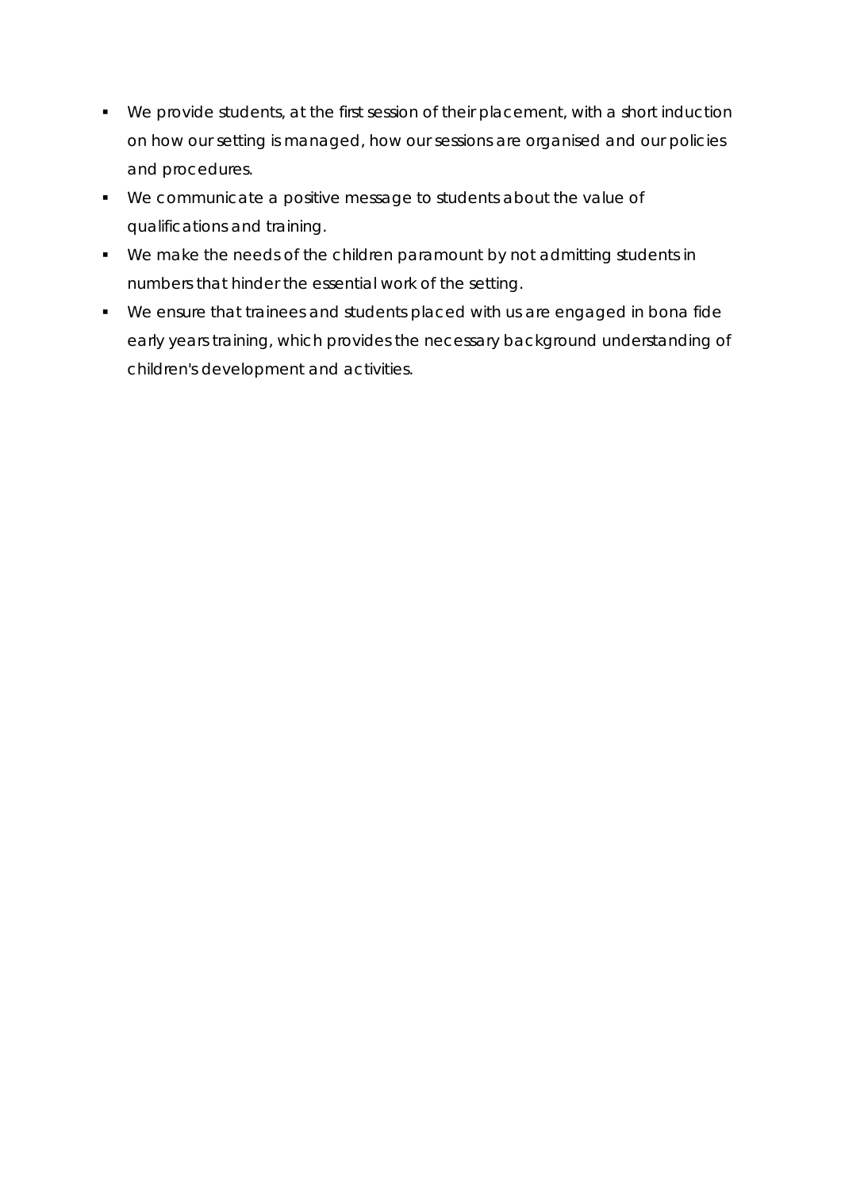- We provide students, at the first session of their placement, with a short induction on how our setting is managed, how our sessions are organised and our policies and procedures.
- We communicate a positive message to students about the value of qualifications and training.
- We make the needs of the children paramount by not admitting students in numbers that hinder the essential work of the setting.
- We ensure that trainees and students placed with us are engaged in bona fide early years training, which provides the necessary background understanding of children's development and activities.